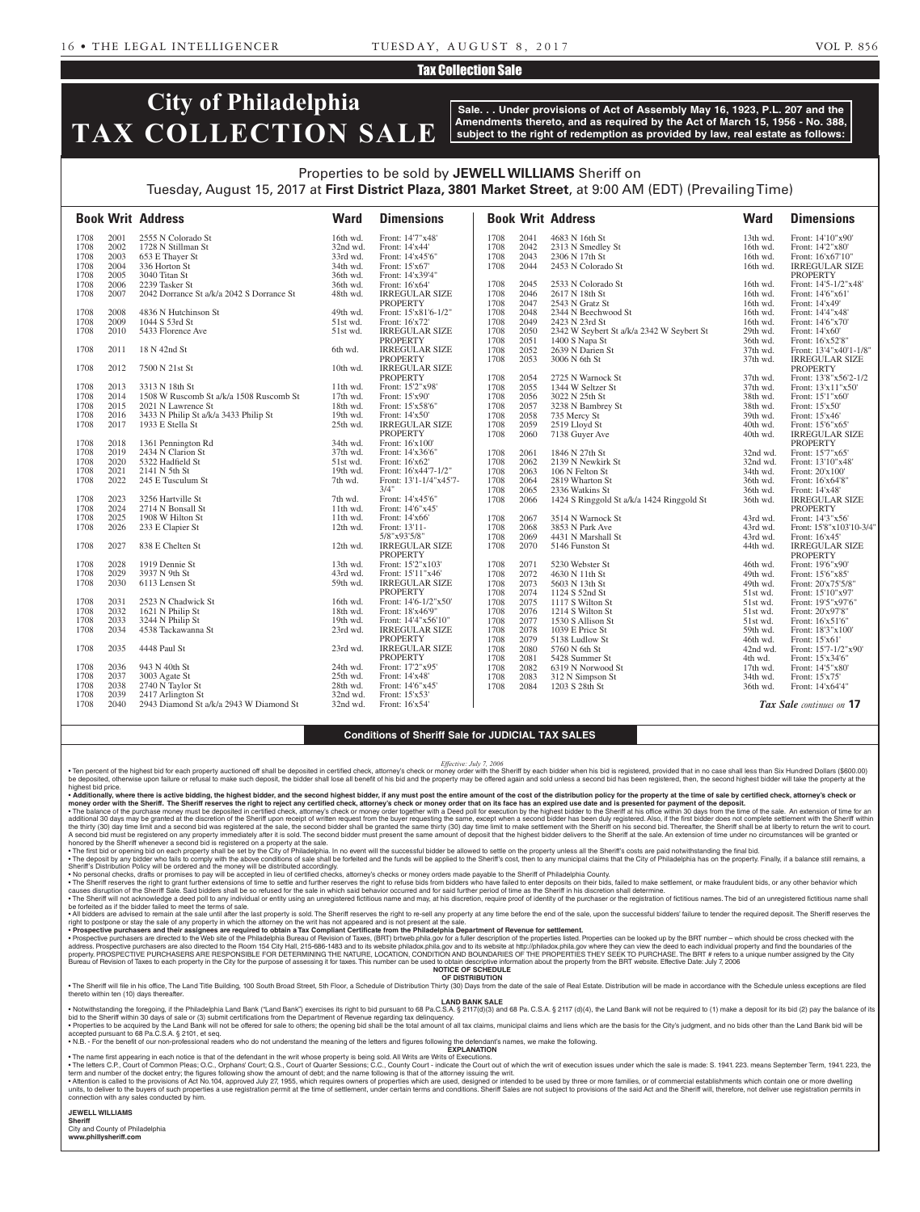## Tax Collection Sale

# City of Philadelphia TAX COLLECTION SALE

**Sale. . . Under provisions of Act of Assembly May 16, 1923, P.L. 207 and the Amendments thereto, and as required by the Act of March 15, 1956 - No. 388, subject to the right of redemption as provided by law, real estate as follows:**

Properties to be sold by **JEWELL WILLIAMS** Sheriff on Tuesday, August 15, 2017 at **First District Plaza, 3801 Market Street**, at 9:00 AM (EDT) (Prevailing Time)

| Book | Writ | Address | Ward | Dimensions |
|---|---|---|---|---|
| 1708 | 2001 | 2555 N Colorado St | 16th wd. | Front: 14'7"x48' |
| 1708 | 2002 | 1728 N Stillman St | 32nd wd. | Front: 14'x44' |
| 1708 | 2003 | 653 E Thayer St | 33rd wd. | Front: 14'x45'6" |
| 1708 | 2004 | 336 Horton St | 34th wd. | Front: 15'x67' |
| 1708 | 2005 | 3040 Titan St | 36th wd. | Front: 14'x39'4" |
| 1708 | 2006 | 2239 Tasker St | 36th wd. | Front: 16'x64' |
| 1708 | 2007 | 2042 Dorrance St a/k/a 2042 S Dorrance St | 48th wd. | IRREGULAR SIZE PROPERTY |
| 1708 | 2008 | 4836 N Hutchinson St | 49th wd. | Front: 15'x81'6-1/2" |
| 1708 | 2009 | 1044 S 53rd St | 51st wd. | Front: 16'x72' |
| 1708 | 2010 | 5433 Florence Ave | 51st wd. | IRREGULAR SIZE PROPERTY |
| 1708 | 2011 | 18 N 42nd St | 6th wd. | IRREGULAR SIZE PROPERTY |
| 1708 | 2012 | 7500 N 21st St | 10th wd. | IRREGULAR SIZE PROPERTY |
| 1708 | 2013 | 3313 N 18th St | 11th wd. | Front: 15'2"x98' |
| 1708 | 2014 | 1508 W Ruscomb St a/k/a 1508 Ruscomb St | 17th wd. | Front: 15'x90' |
| 1708 | 2015 | 2021 N Lawrence St | 18th wd. | Front: 15'x58'6" |
| 1708 | 2016 | 3433 N Philip St a/k/a 3433 Philip St | 19th wd. | Front: 14'x50' |
| 1708 | 2017 | 1933 E Stella St | 25th wd. | IRREGULAR SIZE PROPERTY |
| 1708 | 2018 | 1361 Pennington Rd | 34th wd. | Front: 16'x100' |
| 1708 | 2019 | 2434 N Clarion St | 37th wd. | Front: 14'x36'6" |
| 1708 | 2020 | 5322 Hadfield St | 51st wd. | Front: 16'x62' |
| 1708 | 2021 | 2141 N 5th St | 19th wd. | Front: 16'x44'7-1/2" |
| 1708 | 2022 | 245 E Tusculum St | 7th wd. | Front: 13'1-1/4"x45'7-3/4" |
| 1708 | 2023 | 3256 Hartville St | 7th wd. | Front: 14'x45'6" |
| 1708 | 2024 | 2714 N Bonsall St | 11th wd. | Front: 14'6"x45' |
| 1708 | 2025 | 1908 W Hilton St | 11th wd. | Front: 14'x66' |
| 1708 | 2026 | 233 E Clapier St | 12th wd. | Front: 13'11-5/8"x93'5/8" |
| 1708 | 2027 | 838 E Chelten St | 12th wd. | IRREGULAR SIZE PROPERTY |
| 1708 | 2028 | 1919 Dennie St | 13th wd. | Front: 15'2"x103' |
| 1708 | 2029 | 3937 N 9th St | 43rd wd. | Front: 15'11"x46' |
| 1708 | 2030 | 6113 Lensen St | 59th wd. | IRREGULAR SIZE PROPERTY |
| 1708 | 2031 | 2523 N Chadwick St | 16th wd. | Front: 14'6-1/2"x50' |
| 1708 | 2032 | 1621 N Philip St | 18th wd. | Front: 18'x46'9" |
| 1708 | 2033 | 3244 N Philip St | 19th wd. | Front: 14'4"x56'10" |
| 1708 | 2034 | 4538 Tackawanna St | 23rd wd. | IRREGULAR SIZE PROPERTY |
| 1708 | 2035 | 4448 Paul St | 23rd wd. | IRREGULAR SIZE PROPERTY |
| 1708 | 2036 | 943 N 40th St | 24th wd. | Front: 17'2"x95' |
| 1708 | 2037 | 3003 Agate St | 25th wd. | Front: 14'x48' |
| 1708 | 2038 | 2740 N Taylor St | 28th wd. | Front: 14'6"x45' |
| 1708 | 2039 | 2417 Arlington St | 32nd wd. | Front: 15'x53' |
| 1708 | 2040 | 2943 Diamond St a/k/a 2943 W Diamond St | 32nd wd. | Front: 16'x54' |
| 1708 | 2041 | 4683 N 16th St | 13th wd. | Front: 14'10"x90' |
| 1708 | 2042 | 2313 N Smedley St | 16th wd. | Front: 14'2"x80' |
| 1708 | 2043 | 2306 N 17th St | 16th wd. | Front: 16'x67'10" |
| 1708 | 2044 | 2453 N Colorado St | 16th wd. | IRREGULAR SIZE PROPERTY |
| 1708 | 2045 | 2533 N Colorado St | 16th wd. | Front: 14'5-1/2"x48' |
| 1708 | 2046 | 2617 N 18th St | 16th wd. | Front: 14'6"x61' |
| 1708 | 2047 | 2543 N Gratz St | 16th wd. | Front: 14'x49' |
| 1708 | 2048 | 2344 N Beechwood St | 16th wd. | Front: 14'4"x48' |
| 1708 | 2049 | 2423 N 23rd St | 16th wd. | Front: 14'6"x70' |
| 1708 | 2050 | 2342 W Seybert St a/k/a 2342 W Seybert St | 29th wd. | Front: 14'x60' |
| 1708 | 2051 | 1400 S Napa St | 36th wd. | Front: 16'x52'8" |
| 1708 | 2052 | 2639 N Darien St | 37th wd. | Front: 13'4"x40'1-1/8" |
| 1708 | 2053 | 3006 N 6th St | 37th wd. | IRREGULAR SIZE PROPERTY |
| 1708 | 2054 | 2725 N Warnock St | 37th wd. | Front: 13'8"x56'2-1/2 |
| 1708 | 2055 | 1344 W Seltzer St | 37th wd. | Front: 13'x11"x50' |
| 1708 | 2056 | 3022 N 25th St | 38th wd. | Front: 15'1"x60' |
| 1708 | 2057 | 3238 N Bambrey St | 38th wd. | Front: 15'x50' |
| 1708 | 2058 | 735 Mercy St | 39th wd. | Front: 15'x46' |
| 1708 | 2059 | 2519 Lloyd St | 40th wd. | Front: 15'6"x65' |
| 1708 | 2060 | 7138 Guyer Ave | 40th wd. | IRREGULAR SIZE PROPERTY |
| 1708 | 2061 | 1846 N 27th St | 32nd wd. | Front: 15'7"x65' |
| 1708 | 2062 | 2139 N Newkirk St | 32nd wd. | Front: 13'10"x48' |
| 1708 | 2063 | 106 N Felton St | 34th wd. | Front: 20'x100' |
| 1708 | 2064 | 2819 Wharton St | 36th wd. | Front: 16'x64'8" |
| 1708 | 2065 | 2336 Watkins St | 36th wd. | Front: 14'x48' |
| 1708 | 2066 | 1424 S Ringgold St a/k/a 1424 Ringgold St | 36th wd. | IRREGULAR SIZE PROPERTY |
| 1708 | 2067 | 3514 N Warnock St | 43rd wd. | Front: 14'3"x56' |
| 1708 | 2068 | 3853 N Park Ave | 43rd wd. | Front: 15'8"x103'10-3/4" |
| 1708 | 2069 | 4431 N Marshall St | 43rd wd. | Front: 16'x45' |
| 1708 | 2070 | 5146 Funston St | 44th wd. | IRREGULAR SIZE PROPERTY |
| 1708 | 2071 | 5230 Webster St | 46th wd. | Front: 19'6"x90' |
| 1708 | 2072 | 4630 N 11th St | 49th wd. | Front: 15'6"x85' |
| 1708 | 2073 | 5603 N 13th St | 49th wd. | Front: 20'x75'5/8" |
| 1708 | 2074 | 1124 S 52nd St | 51st wd. | Front: 15'10"x97' |
| 1708 | 2075 | 1117 S Wilton St | 51st wd. | Front: 19'5"x97'6" |
| 1708 | 2076 | 1214 S Wilton St | 51st wd. | Front: 20'x97'8" |
| 1708 | 2077 | 1530 S Allison St | 51st wd. | Front: 16'x51'6" |
| 1708 | 2078 | 1039 E Price St | 59th wd. | Front: 18'3"x100' |
| 1708 | 2079 | 5138 Ludlow St | 46th wd. | Front: 15'x61' |
| 1708 | 2080 | 5760 N 6th St | 42nd wd. | Front: 15'7-1/2"x90' |
| 1708 | 2081 | 5428 Summer St | 4th wd. | Front: 15'x34'6" |
| 1708 | 2082 | 6319 N Norwood St | 17th wd. | Front: 14'5"x80' |
| 1708 | 2083 | 312 N Simpson St | 34th wd. | Front: 15'x75' |
| 1708 | 2084 | 1203 S 28th St | 36th wd. | Front: 14'x64'4" |

*Tax Sale continues on* **17**

### Conditions of Sheriff Sale for JUDICIAL TAX SALES

*Effective: July 7, 2006*

• Ten percent of the highest bid for each property auctioned off shall be deposited in certified check, attorney's check or money order with the Sheriff by each bidder when his bid is registered, provided that in no case shall less than Six Hundred Dollars ($600.00) be deposited, otherwise upon failure or refusal to make such deposit, the bidder shall lose all benefit of his bid and the property may be offered again and sold unless a second bid has been registered, then, the second highest bidder will take the property at the highest bid price.

• **Additionally, where there is active bidding, the highest bidder, and the second highest bidder, if any must post the entire amount of the cost of the distribution policy for the property at the time of sale by certified check, attorney's check or money order with the Sheriff. The Sheriff reserves the right to reject any certified check, attorney's check or money order that on its face has an expired use date and is presented for payment of the deposit.**

• The balance of the purchase money must be deposited in certified check, attorney's check or money order together with a Deed poll for execution by the highest bidder to the Sheriff at his office within 30 days from the time of the sale. An extension of time for an additional 30 days may be granted at the discretion of the Sheriff upon receipt of written request from the buyer requesting the same, except when a second bidder has been duly registered. Also, if the first bidder does not complete settlement with the Sheriff within the thirty (30) day time limit and a second bid was registered at the sale, the second bidder shall be granted the same thirty (30) day time limit to make settlement with the Sheriff on his second bid. Thereafter, the Sheriff shall be at liberty to return the writ to court. A second bid must be registered on any property immediately after it is sold. The second bidder must present the same amount of deposit that the highest bidder delivers to the Sheriff at the sale. An extension of time under no circumstances will be granted or honored by the Sheriff whenever a second bid is registered on a property at the sale.

• The first bid or opening bid on each property shall be set by the City of Philadelphia. In no event will the successful bidder be allowed to settle on the property unless all the Sheriff's costs are paid notwithstanding the final bid.

• The deposit by any bidder who fails to comply with the above conditions of sale shall be forfeited and the funds will be applied to the Sheriff's cost, then to any municipal claims that the City of Philadelphia has on the property. Finally, if a balance still remains, a Sheriff's Distribution Policy will be ordered and the money will be distributed accordingly.

• No personal checks, drafts or promises to pay will be accepted in lieu of certified checks, attorney's checks or money orders made payable to the Sheriff of Philadelphia County.

• The Sheriff reserves the right to grant further extensions of time to settle and further reserves the right to refuse bids from bidders who have failed to enter deposits on their bids, failed to make settlement, or make fraudulent bids, or any other behavior which causes disruption of the Sheriff Sale. Said bidders shall be so refused for the sale in which said behavior occurred and for said further period of time as the Sheriff in his discretion shall determine.

• The Sheriff will not acknowledge a deed poll to any individual or entity using an unregistered fictitious name and may, at his discretion, require proof of identity of the purchaser or the registration of fictitious names. The bid of an unregistered fictitious name shall be forfeited as if the bidder failed to meet the terms of sale.

• All bidders are advised to remain at the sale until after the last property is sold. The Sheriff reserves the right to re-sell any property at any time before the end of the sale, upon the successful bidders' failure to tender the required deposit. The Sheriff reserves the right to postpone or stay the sale of any property in which the attorney on the writ has not appeared and is not present at the sale.

• **Prospective purchasers and their assignees are required to obtain a Tax Compliant Certificate from the Philadelphia Department of Revenue for settlement.**

• Prospective purchasers are directed to the Web site of the Philadelphia Bureau of Revision of Taxes, (BRT) brtweb.phila.gov for a fuller description of the properties listed. Properties can be looked up by the BRT number – which should be cross checked with the address. Prospective purchasers are also directed to the Room 154 City Hall, 215-686-1483 and to its website philadox.phila.gov and to its website at http://philadox.phila.gov where they can view the deed to each individual property and find the boundaries of the property. PROSPECTIVE PURCHASERS ARE RESPONSIBLE FOR DETERMINING THE NATURE, LOCATION, CONDITION AND BOUNDARIES OF THE PROPERTIES THEY SEEK TO PURCHASE. The BRT # refers to a unique number assigned by the City Bureau of Revision of Taxes to each property in the City for the purpose of assessing it for taxes. This number can be used to obtain descriptive information about the property from the BRT website. Effective Date: July 7, 2006

**NOTICE OF SCHEDULE OF DISTRIBUTION**

• The Sheriff will file in his office, The Land Title Building, 100 South Broad Street, 5th Floor, a Schedule of Distribution Thirty (30) Days from the date of the sale of Real Estate. Distribution will be made in accordance with the Schedule unless exceptions are filed thereto within ten (10) days thereafter.

**LAND BANK SALE**

• Notwithstanding the foregoing, if the Philadelphia Land Bank ("Land Bank") exercises its right to bid pursuant to 68 Pa.C.S.A. § 2117(d)(3) and 68 Pa. C.S.A. § 2117 (d)(4), the Land Bank will not be required to (1) make a deposit for its bid (2) pay the balance of its bid to the Sheriff within 30 days of sale or (3) submit certifications from the Department of Revenue regarding tax delinquency.

• Properties to be acquired by the Land Bank will not be offered for sale to others; the opening bid shall be the total amount of all tax claims, municipal claims and liens which are the basis for the City's judgment, and no bids other than the Land Bank bid will be accepted pursuant to 68 Pa.C.S.A. § 2101, et seq.

• N.B. - For the benefit of our non-professional readers who do not understand the meaning of the letters and figures following the defendant's names, we make the following.

**EXPLANATION**

• The name first appearing in each notice is that of the defendant in the writ whose property is being sold. All Writs are Writs of Executions.

• The letters C.P., Court of Common Pleas; O.C., Orphans' Court; Q.S., Court of Quarter Sessions; C.C., County Court - indicate the Court out of which the writ of execution issues under which the sale is made: S. 1941. 223. means September Term, 1941. 223, the term and number of the docket entry; the figures following show the amount of debt; and the name following is that of the attorney issuing the writ.

• Attention is called to the provisions of Act No.104, approved July 27, 1955, which requires owners of properties which are used, designed or intended to be used by three or more families, or of commercial establishments which contain one or more dwelling units, to deliver to the buyers of such properties a use registration permit at the time of settlement, under certain terms and conditions. Sheriff Sales are not subject to provisions of the said Act and the Sheriff will, therefore, not deliver use registration permits in connection with any sales conducted by him.

**JEWELL WILLIAMS**
**Sheriff**
City and County of Philadelphia
**www.phillysheriff.com**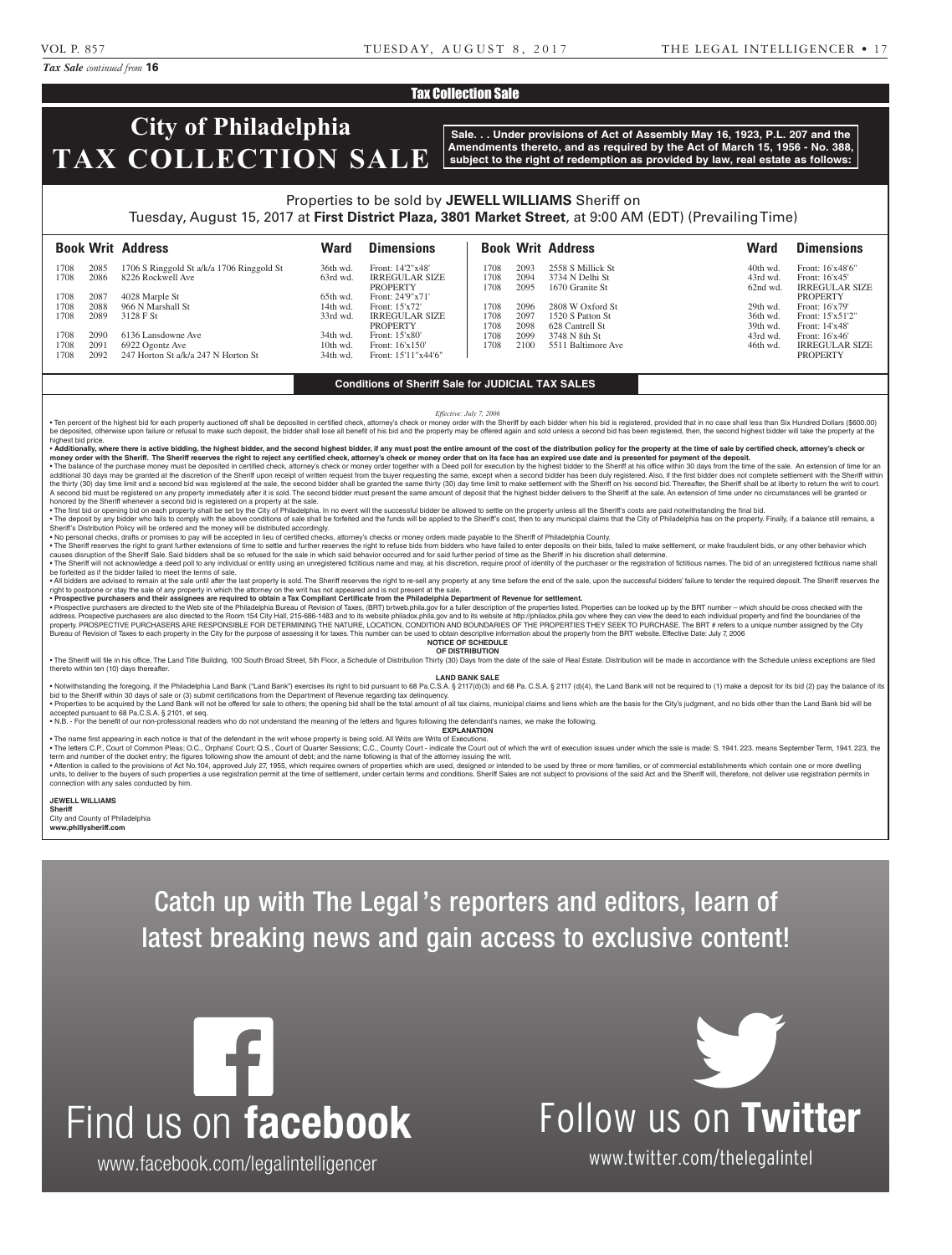*Tax Sale continued from* **16**

Tax Collection Sale

# City of Philadelphia TAX COLLECTION SALE

**Sale. . . Under provisions of Act of Assembly May 16, 1923, P.L. 207 and the Amendments thereto, and as required by the Act of March 15, 1956 - No. 388, subject to the right of redemption as provided by law, real estate as follows:**

Properties to be sold by **JEWELL WILLIAMS** Sheriff on Tuesday, August 15, 2017 at **First District Plaza, 3801 Market Street**, at 9:00 AM (EDT) (Prevailing Time)

| Book | Writ | Address | Ward | Dimensions |
|---|---|---|---|---|
| 1708 | 2085 | 1706 S Ringgold St a/k/a 1706 Ringgold St | 36th wd. | Front: 14'2"x48' |
| 1708 | 2086 | 8226 Rockwell Ave | 63rd wd. | IRREGULAR SIZE PROPERTY |
| 1708 | 2087 | 4028 Marple St | 65th wd. | Front: 24'9"x71' |
| 1708 | 2088 | 966 N Marshall St | 14th wd. | Front: 15'x72' |
| 1708 | 2089 | 3128 F St | 33rd wd. | IRREGULAR SIZE PROPERTY |
| 1708 | 2090 | 6136 Lansdowne Ave | 34th wd. | Front: 15'x80' |
| 1708 | 2091 | 6922 Ogontz Ave | 10th wd. | Front: 16'x150' |
| 1708 | 2092 | 247 Horton St a/k/a 247 N Horton St | 34th wd. | Front: 15'11"x44'6" |
| 1708 | 2093 | 2558 S Millick St | 40th wd. | Front: 16'x48'6" |
| 1708 | 2094 | 3734 N Delhi St | 43rd wd. | Front: 16'x45' |
| 1708 | 2095 | 1670 Granite St | 62nd wd. | IRREGULAR SIZE PROPERTY |
| 1708 | 2096 | 2808 W Oxford St | 29th wd. | Front: 16'x79' |
| 1708 | 2097 | 1520 S Patton St | 36th wd. | Front: 15'x51'2" |
| 1708 | 2098 | 628 Cantrell St | 39th wd. | Front: 14'x48' |
| 1708 | 2099 | 3748 N 8th St | 43rd wd. | Front: 16'x46' |
| 1708 | 2100 | 5511 Baltimore Ave | 46th wd. | IRREGULAR SIZE PROPERTY |

## Conditions of Sheriff Sale for JUDICIAL TAX SALES

*Effective: July 7, 2006*

• Ten percent of the highest bid for each property auctioned off shall be deposited in certified check, attorney's check or money order with the Sheriff by each bidder when his bid is registered, provided that in no case shall less than Six Hundred Dollars ($600.00) be deposited, otherwise upon failure or refusal to make such deposit, the bidder shall lose all benefit of his bid and the property may be offered again and sold unless a second bid has been registered, then, the second highest bidder will take the property at the highest bid price.

• **Additionally, where there is active bidding, the highest bidder, and the second highest bidder, if any must post the entire amount of the cost of the distribution policy for the property at the time of sale by certified check, attorney's check or money order with the Sheriff. The Sheriff reserves the right to reject any certified check, attorney's check or money order that on its face has an expired use date and is presented for payment of the deposit.**

• The balance of the purchase money must be deposited in certified check, attorney's check or money order together with a Deed poll for execution by the highest bidder to the Sheriff at his office within 30 days from the time of the sale. An extension of time for an additional 30 days may be granted at the discretion of the Sheriff upon receipt of written request from the buyer requesting the same, except when a second bidder has been duly registered. Also, if the first bidder does not complete settlement with the Sheriff within the thirty (30) day time limit and a second bid was registered at the sale, the second bidder shall be granted the same thirty (30) day time limit to make settlement with the Sheriff on his second bid. Thereafter, the Sheriff shall be at liberty to return the writ to court. A second bid must be registered on any property immediately after it is sold. The second bidder must present the same amount of deposit that the highest bidder delivers to the Sheriff at the sale. An extension of time under no circumstances will be granted or honored by the Sheriff whenever a second bid is registered on a property at the sale.

• The first bid or opening bid on each property shall be set by the City of Philadelphia. In no event will the successful bidder be allowed to settle on the property unless all the Sheriff's costs are paid notwithstanding the final bid.

• The deposit by any bidder who fails to comply with the above conditions of sale shall be forfeited and the funds will be applied to the Sheriff's cost, then to any municipal claims that the City of Philadelphia has on the property. Finally, if a balance still remains, a Sheriff's Distribution Policy will be ordered and the money will be distributed accordingly.

• No personal checks, drafts or promises to pay will be accepted in lieu of certified checks, attorney's checks or money orders made payable to the Sheriff of Philadelphia County.

• The Sheriff reserves the right to grant further extensions of time to settle and further reserves the right to refuse bids from bidders who have failed to enter deposits on their bids, failed to make settlement, or make fraudulent bids, or any other behavior which causes disruption of the Sheriff Sale. Said bidders shall be so refused for the sale in which said behavior occurred and for said further period of time as the Sheriff in his discretion shall determine.

• The Sheriff will not acknowledge a deed poll to any individual or entity using an unregistered fictitious name and may, at his discretion, require proof of identity of the purchaser or the registration of fictitious names. The bid of an unregistered fictitious name shall be forfeited as if the bidder failed to meet the terms of sale.

• All bidders are advised to remain at the sale until after the last property is sold. The Sheriff reserves the right to re-sell any property at any time before the end of the sale, upon the successful bidders' failure to tender the required deposit. The Sheriff reserves the right to postpone or stay the sale of any property in which the attorney on the writ has not appeared and is not present at the sale.

• **Prospective purchasers and their assignees are required to obtain a Tax Compliant Certificate from the Philadelphia Department of Revenue for settlement.**

• Prospective purchasers are directed to the Web site of the Philadelphia Bureau of Revision of Taxes, (BRT) brtweb.phila.gov for a fuller description of the properties listed. Properties can be looked up by the BRT number – which should be cross checked with the address. Prospective purchasers are also directed to the Room 154 City Hall, 215-686-1483 and to its website philadox.phila.gov and to its website at http://philadox.phila.gov where they can view the deed to each individual property and find the boundaries of the property. PROSPECTIVE PURCHASERS ARE RESPONSIBLE FOR DETERMINING THE NATURE, LOCATION, CONDITION AND BOUNDARIES OF THE PROPERTIES THEY SEEK TO PURCHASE. The BRT # refers to a unique number assigned by the City Bureau of Revision of Taxes to each property in the City for the purpose of assessing it for taxes. This number can be used to obtain descriptive information about the property from the BRT website. Effective Date: July 7, 2006

**NOTICE OF SCHEDULE OF DISTRIBUTION**

• The Sheriff will file in his office, The Land Title Building, 100 South Broad Street, 5th Floor, a Schedule of Distribution Thirty (30) Days from the date of the sale of Real Estate. Distribution will be made in accordance with the Schedule unless exceptions are filed thereto within ten (10) days thereafter.

**LAND BANK SALE**

• Notwithstanding the foregoing, if the Philadelphia Land Bank ("Land Bank") exercises its right to bid pursuant to 68 Pa.C.S.A. § 2117(d)(3) and 68 Pa. C.S.A. § 2117 (d)(4), the Land Bank will not be required to (1) make a deposit for its bid (2) pay the balance of its bid to the Sheriff within 30 days of sale or (3) submit certifications from the Department of Revenue regarding tax delinquency.

• Properties to be acquired by the Land Bank will not be offered for sale to others; the opening bid shall be the total amount of all tax claims, municipal claims and liens which are the basis for the City's judgment, and no bids other than the Land Bank bid will be accepted pursuant to 68 Pa.C.S.A. § 2101, et seq.

• N.B. - For the benefit of our non-professional readers who do not understand the meaning of the letters and figures following the defendant's names, we make the following.

**EXPLANATION**

• The name first appearing in each notice is that of the defendant in the writ whose property is being sold. All Writs are Writs of Executions.

• The letters C.P., Court of Common Pleas; O.C., Orphans' Court; Q.S., Court of Quarter Sessions; C.C., County Court - indicate the Court out of which the writ of execution issues under which the sale is made: S. 1941. 223. means September Term, 1941. 223, the term and number of the docket entry; the figures following show the amount of debt; and the name following is that of the attorney issuing the writ.

• Attention is called to the provisions of Act No.104, approved July 27, 1955, which requires owners of properties which are used, designed or intended to be used by three or more families, or of commercial establishments which contain one or more dwelling units, to deliver to the buyers of such properties a use registration permit at the time of settlement, under certain terms and conditions. Sheriff Sales are not subject to provisions of the said Act and the Sheriff will, therefore, not deliver use registration permits in connection with any sales conducted by him.

**JEWELL WILLIAMS**
**Sheriff**
City and County of Philadelphia
**www.phillysheriff.com**

Catch up with The Legal's reporters and editors, learn of latest breaking news and gain access to exclusive content!

Find us on **facebook**
www.facebook.com/legalintelligencer

Follow us on **Twitter**
www.twitter.com/thelegalintel